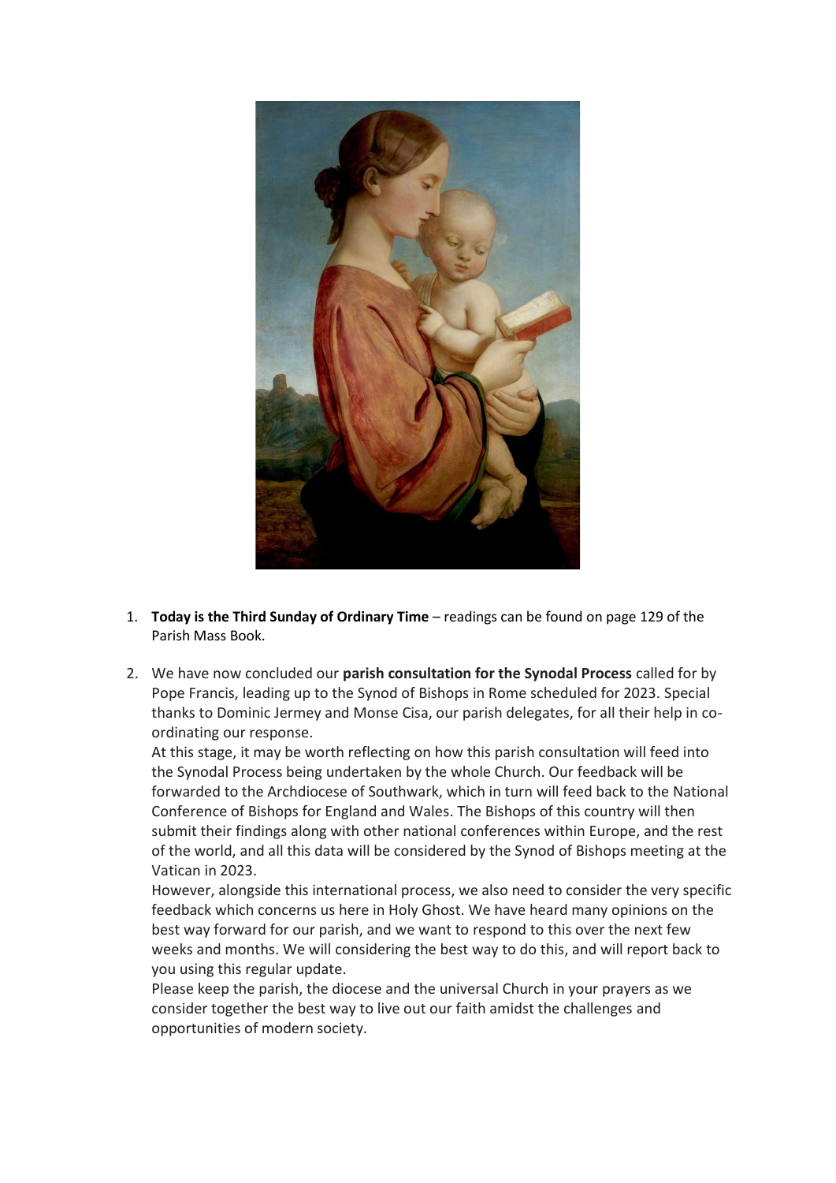1. **Today is the Third Sunday of Ordinary Time** – readings can be found on page 129 of the Parish Mass Book.

2. We have now concluded our **parish consultation for the Synodal Process** called for by Pope Francis, leading up to the Synod of Bishops in Rome scheduled for 2023. Special thanks to Dominic Jermey and Monse Cisa, our parish delegates, for all their help in co-ordinating our response.
   At this stage, it may be worth reflecting on how this parish consultation will feed into the Synodal Process being undertaken by the whole Church. Our feedback will be forwarded to the Archdiocese of Southwark, which in turn will feed back to the National Conference of Bishops for England and Wales. The Bishops of this country will then submit their findings along with other national conferences within Europe, and the rest of the world, and all this data will be considered by the Synod of Bishops meeting at the Vatican in 2023.
   However, alongside this international process, we also need to consider the very specific feedback which concerns us here in Holy Ghost. We have heard many opinions on the best way forward for our parish, and we want to respond to this over the next few weeks and months. We will considering the best way to do this, and will report back to you using this regular update.
   Please keep the parish, the diocese and the universal Church in your prayers as we consider together the best way to live out our faith amidst the challenges and opportunities of modern society.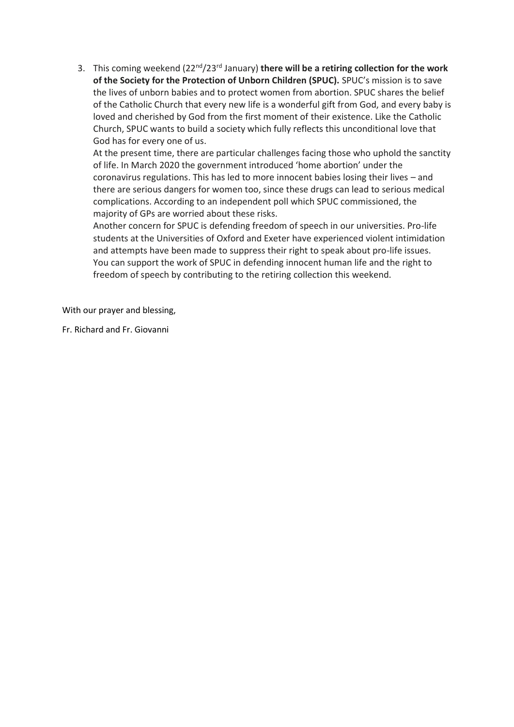3. This coming weekend (22nd/23rd January) **there will be a retiring collection for the work of the Society for the Protection of Unborn Children (SPUC).** SPUC's mission is to save the lives of unborn babies and to protect women from abortion. SPUC shares the belief of the Catholic Church that every new life is a wonderful gift from God, and every baby is loved and cherished by God from the first moment of their existence. Like the Catholic Church, SPUC wants to build a society which fully reflects this unconditional love that God has for every one of us.
   At the present time, there are particular challenges facing those who uphold the sanctity of life. In March 2020 the government introduced 'home abortion' under the coronavirus regulations. This has led to more innocent babies losing their lives – and there are serious dangers for women too, since these drugs can lead to serious medical complications. According to an independent poll which SPUC commissioned, the majority of GPs are worried about these risks.
   Another concern for SPUC is defending freedom of speech in our universities. Pro-life students at the Universities of Oxford and Exeter have experienced violent intimidation and attempts have been made to suppress their right to speak about pro-life issues.
   You can support the work of SPUC in defending innocent human life and the right to freedom of speech by contributing to the retiring collection this weekend.

With our prayer and blessing,

Fr. Richard and Fr. Giovanni